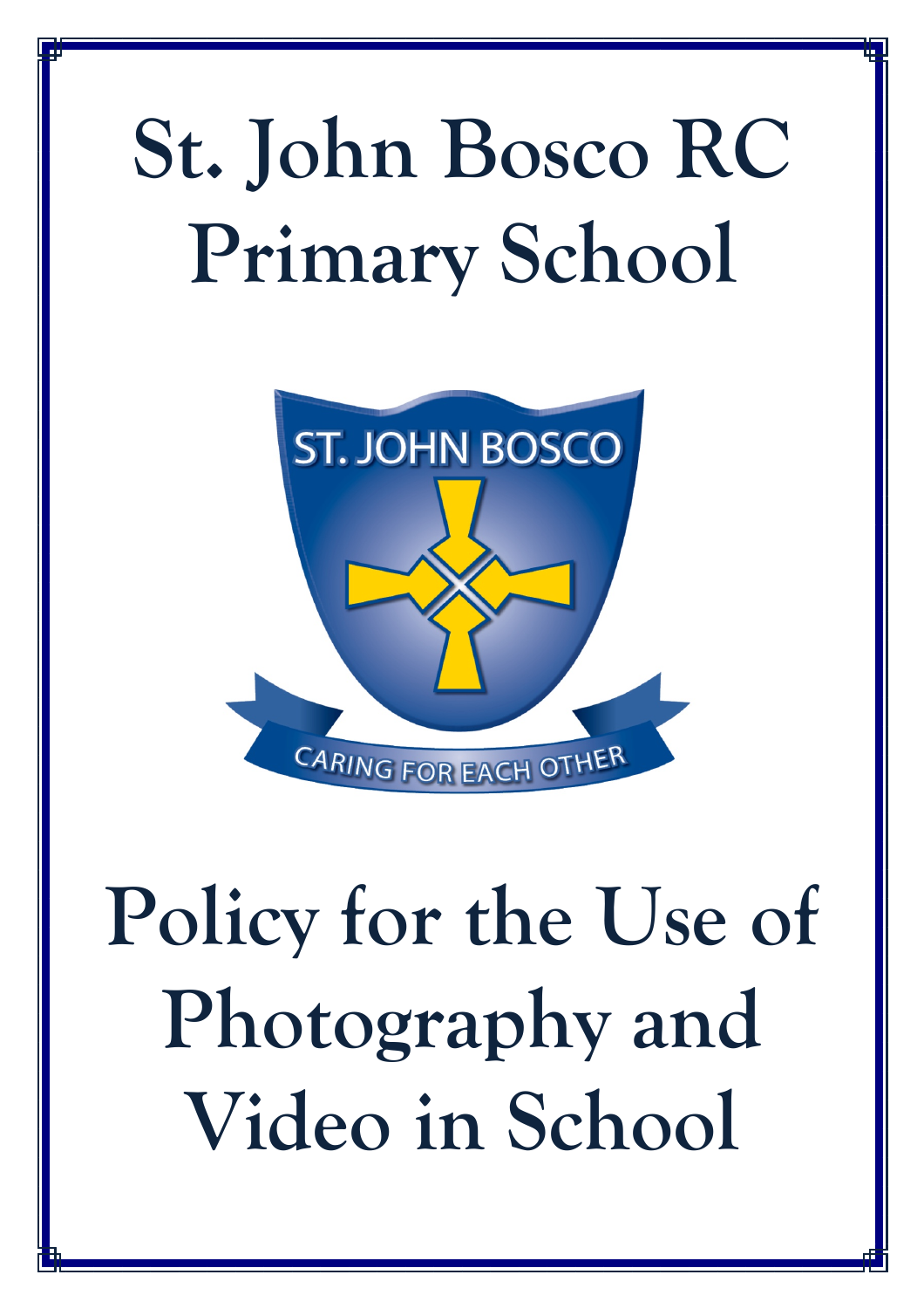# St. John Bosco RC Primary School

# Policy for the Use of Photography and Video in School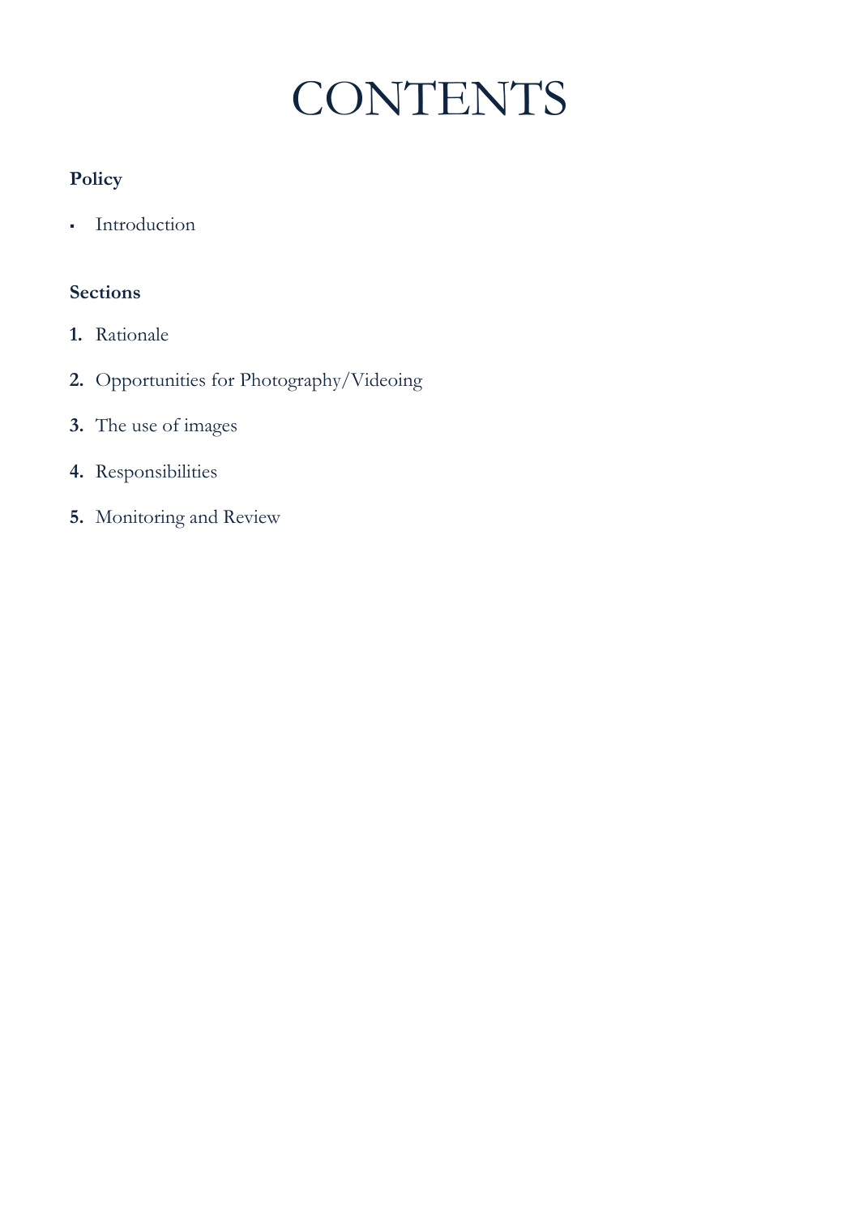# CONTENTS

**Policy**

- Introduction

**Sections**

1. Rationale
2. Opportunities for Photography/Videoing
3. The use of images
4. Responsibilities
5. Monitoring and Review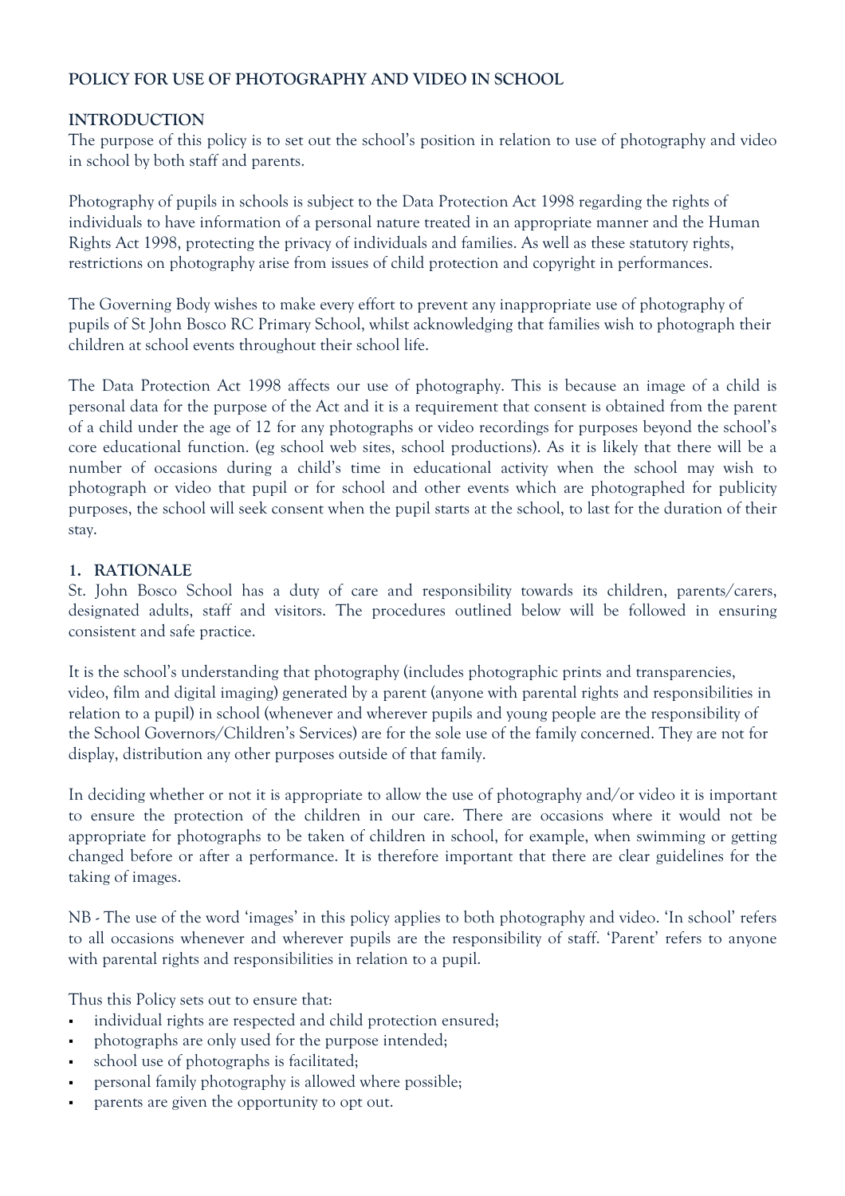## POLICY FOR USE OF PHOTOGRAPHY AND VIDEO IN SCHOOL

### INTRODUCTION

The purpose of this policy is to set out the school's position in relation to use of photography and video in school by both staff and parents.

Photography of pupils in schools is subject to the Data Protection Act 1998 regarding the rights of individuals to have information of a personal nature treated in an appropriate manner and the Human Rights Act 1998, protecting the privacy of individuals and families. As well as these statutory rights, restrictions on photography arise from issues of child protection and copyright in performances.

The Governing Body wishes to make every effort to prevent any inappropriate use of photography of pupils of St John Bosco RC Primary School, whilst acknowledging that families wish to photograph their children at school events throughout their school life.

The Data Protection Act 1998 affects our use of photography. This is because an image of a child is personal data for the purpose of the Act and it is a requirement that consent is obtained from the parent of a child under the age of 12 for any photographs or video recordings for purposes beyond the school's core educational function. (eg school web sites, school productions). As it is likely that there will be a number of occasions during a child's time in educational activity when the school may wish to photograph or video that pupil or for school and other events which are photographed for publicity purposes, the school will seek consent when the pupil starts at the school, to last for the duration of their stay.

### 1. RATIONALE

St. John Bosco School has a duty of care and responsibility towards its children, parents/carers, designated adults, staff and visitors. The procedures outlined below will be followed in ensuring consistent and safe practice.

It is the school's understanding that photography (includes photographic prints and transparencies, video, film and digital imaging) generated by a parent (anyone with parental rights and responsibilities in relation to a pupil) in school (whenever and wherever pupils and young people are the responsibility of the School Governors/Children's Services) are for the sole use of the family concerned. They are not for display, distribution any other purposes outside of that family.

In deciding whether or not it is appropriate to allow the use of photography and/or video it is important to ensure the protection of the children in our care. There are occasions where it would not be appropriate for photographs to be taken of children in school, for example, when swimming or getting changed before or after a performance. It is therefore important that there are clear guidelines for the taking of images.

NB - The use of the word 'images' in this policy applies to both photography and video. 'In school' refers to all occasions whenever and wherever pupils are the responsibility of staff. 'Parent' refers to anyone with parental rights and responsibilities in relation to a pupil.

Thus this Policy sets out to ensure that:

- individual rights are respected and child protection ensured;
- photographs are only used for the purpose intended;
- school use of photographs is facilitated;
- personal family photography is allowed where possible;
- parents are given the opportunity to opt out.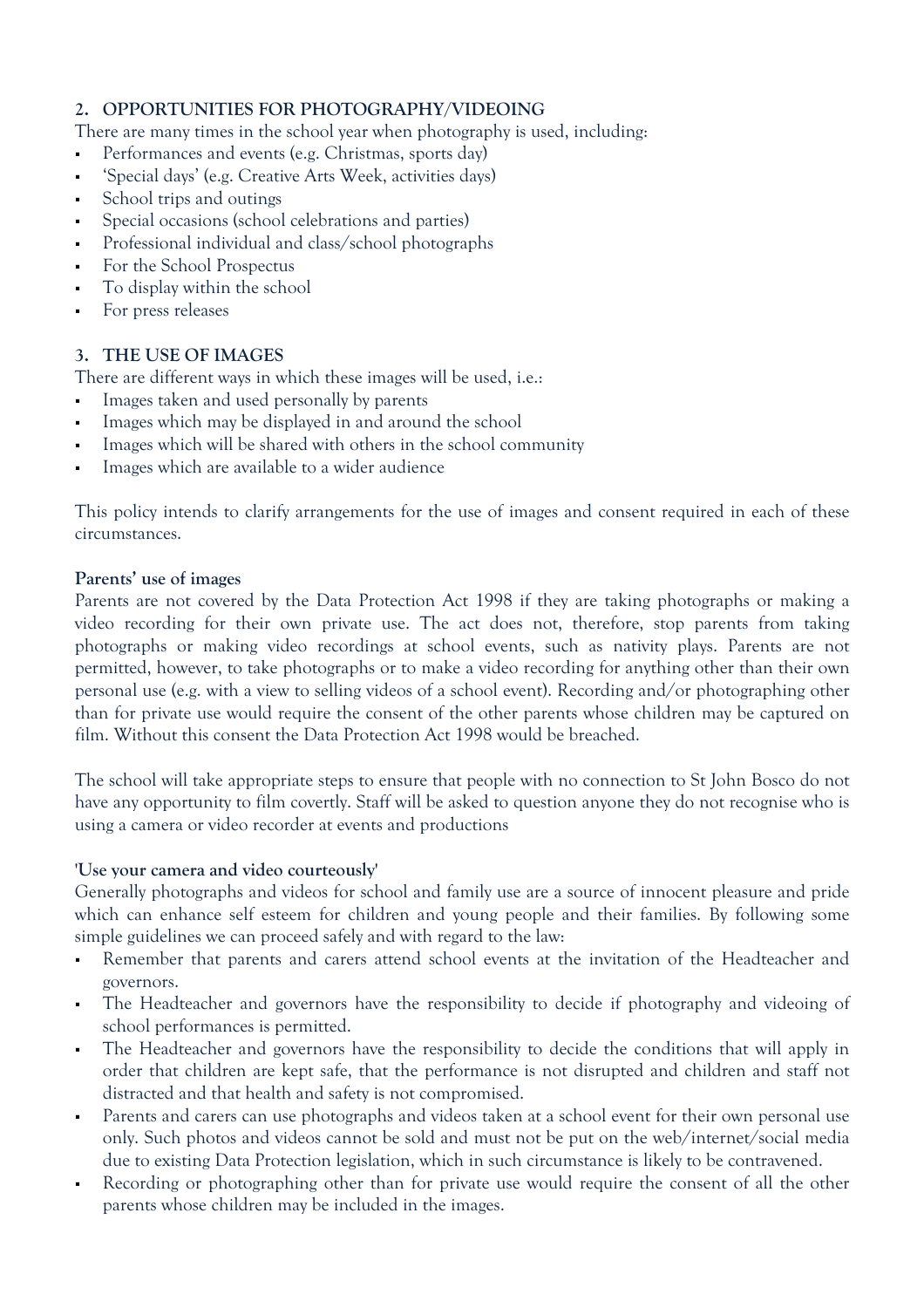## 2. OPPORTUNITIES FOR PHOTOGRAPHY/VIDEOING

There are many times in the school year when photography is used, including:

- Performances and events (e.g. Christmas, sports day)
- 'Special days' (e.g. Creative Arts Week, activities days)
- School trips and outings
- Special occasions (school celebrations and parties)
- Professional individual and class/school photographs
- For the School Prospectus
- To display within the school
- For press releases

## 3. THE USE OF IMAGES

There are different ways in which these images will be used, i.e.:

- Images taken and used personally by parents
- Images which may be displayed in and around the school
- Images which will be shared with others in the school community
- Images which are available to a wider audience

This policy intends to clarify arrangements for the use of images and consent required in each of these circumstances.

**Parents' use of images**

Parents are not covered by the Data Protection Act 1998 if they are taking photographs or making a video recording for their own private use. The act does not, therefore, stop parents from taking photographs or making video recordings at school events, such as nativity plays. Parents are not permitted, however, to take photographs or to make a video recording for anything other than their own personal use (e.g. with a view to selling videos of a school event). Recording and/or photographing other than for private use would require the consent of the other parents whose children may be captured on film. Without this consent the Data Protection Act 1998 would be breached.

The school will take appropriate steps to ensure that people with no connection to St John Bosco do not have any opportunity to film covertly. Staff will be asked to question anyone they do not recognise who is using a camera or video recorder at events and productions

**'Use your camera and video courteously'**

Generally photographs and videos for school and family use are a source of innocent pleasure and pride which can enhance self esteem for children and young people and their families. By following some simple guidelines we can proceed safely and with regard to the law:

- Remember that parents and carers attend school events at the invitation of the Headteacher and governors.
- The Headteacher and governors have the responsibility to decide if photography and videoing of school performances is permitted.
- The Headteacher and governors have the responsibility to decide the conditions that will apply in order that children are kept safe, that the performance is not disrupted and children and staff not distracted and that health and safety is not compromised.
- Parents and carers can use photographs and videos taken at a school event for their own personal use only. Such photos and videos cannot be sold and must not be put on the web/internet/social media due to existing Data Protection legislation, which in such circumstance is likely to be contravened.
- Recording or photographing other than for private use would require the consent of all the other parents whose children may be included in the images.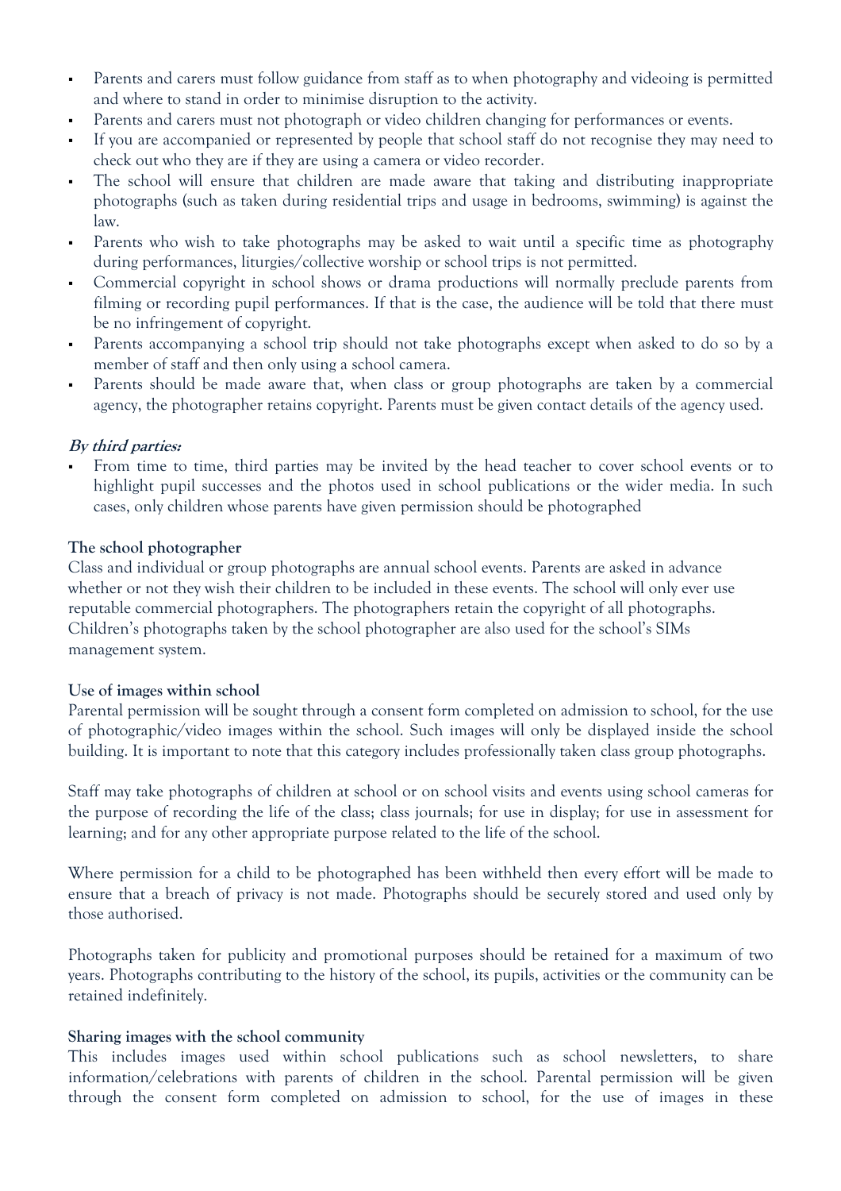- Parents and carers must follow guidance from staff as to when photography and videoing is permitted and where to stand in order to minimise disruption to the activity.
- Parents and carers must not photograph or video children changing for performances or events.
- If you are accompanied or represented by people that school staff do not recognise they may need to check out who they are if they are using a camera or video recorder.
- The school will ensure that children are made aware that taking and distributing inappropriate photographs (such as taken during residential trips and usage in bedrooms, swimming) is against the law.
- Parents who wish to take photographs may be asked to wait until a specific time as photography during performances, liturgies/collective worship or school trips is not permitted.
- Commercial copyright in school shows or drama productions will normally preclude parents from filming or recording pupil performances. If that is the case, the audience will be told that there must be no infringement of copyright.
- Parents accompanying a school trip should not take photographs except when asked to do so by a member of staff and then only using a school camera.
- Parents should be made aware that, when class or group photographs are taken by a commercial agency, the photographer retains copyright. Parents must be given contact details of the agency used.

***By third parties:***

- From time to time, third parties may be invited by the head teacher to cover school events or to highlight pupil successes and the photos used in school publications or the wider media. In such cases, only children whose parents have given permission should be photographed

**The school photographer**

Class and individual or group photographs are annual school events. Parents are asked in advance whether or not they wish their children to be included in these events. The school will only ever use reputable commercial photographers. The photographers retain the copyright of all photographs. Children's photographs taken by the school photographer are also used for the school's SIMs management system.

**Use of images within school**

Parental permission will be sought through a consent form completed on admission to school, for the use of photographic/video images within the school. Such images will only be displayed inside the school building. It is important to note that this category includes professionally taken class group photographs.

Staff may take photographs of children at school or on school visits and events using school cameras for the purpose of recording the life of the class; class journals; for use in display; for use in assessment for learning; and for any other appropriate purpose related to the life of the school.

Where permission for a child to be photographed has been withheld then every effort will be made to ensure that a breach of privacy is not made. Photographs should be securely stored and used only by those authorised.

Photographs taken for publicity and promotional purposes should be retained for a maximum of two years. Photographs contributing to the history of the school, its pupils, activities or the community can be retained indefinitely.

**Sharing images with the school community**

This includes images used within school publications such as school newsletters, to share information/celebrations with parents of children in the school. Parental permission will be given through the consent form completed on admission to school, for the use of images in these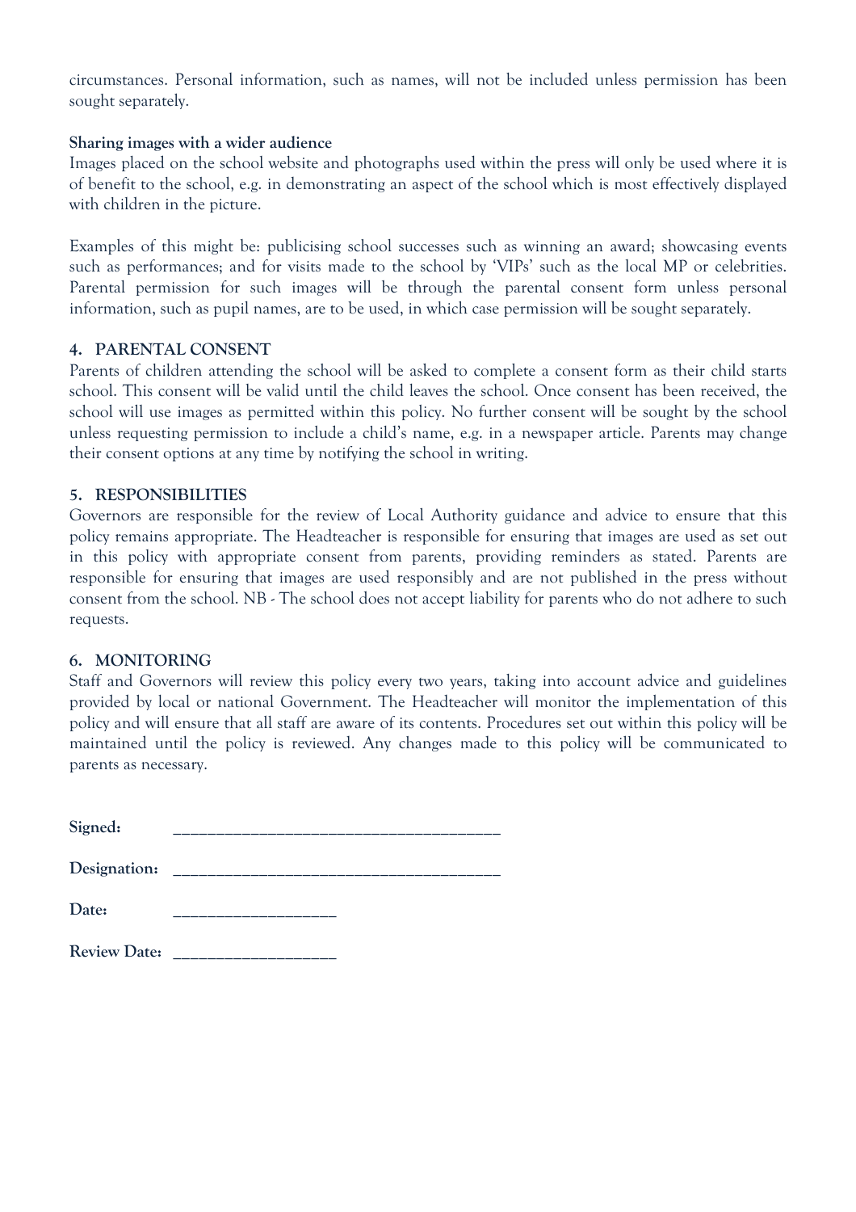circumstances. Personal information, such as names, will not be included unless permission has been sought separately.

**Sharing images with a wider audience**

Images placed on the school website and photographs used within the press will only be used where it is of benefit to the school, e.g. in demonstrating an aspect of the school which is most effectively displayed with children in the picture.

Examples of this might be: publicising school successes such as winning an award; showcasing events such as performances; and for visits made to the school by 'VIPs' such as the local MP or celebrities. Parental permission for such images will be through the parental consent form unless personal information, such as pupil names, are to be used, in which case permission will be sought separately.

## 4. PARENTAL CONSENT

Parents of children attending the school will be asked to complete a consent form as their child starts school. This consent will be valid until the child leaves the school. Once consent has been received, the school will use images as permitted within this policy. No further consent will be sought by the school unless requesting permission to include a child's name, e.g. in a newspaper article. Parents may change their consent options at any time by notifying the school in writing.

## 5. RESPONSIBILITIES

Governors are responsible for the review of Local Authority guidance and advice to ensure that this policy remains appropriate. The Headteacher is responsible for ensuring that images are used as set out in this policy with appropriate consent from parents, providing reminders as stated. Parents are responsible for ensuring that images are used responsibly and are not published in the press without consent from the school. NB - The school does not accept liability for parents who do not adhere to such requests.

## 6. MONITORING

Staff and Governors will review this policy every two years, taking into account advice and guidelines provided by local or national Government. The Headteacher will monitor the implementation of this policy and will ensure that all staff are aware of its contents. Procedures set out within this policy will be maintained until the policy is reviewed. Any changes made to this policy will be communicated to parents as necessary.

**Signed:** ______________________________________

**Designation:** ______________________________________

**Date:** ___________________

**Review Date:** ___________________